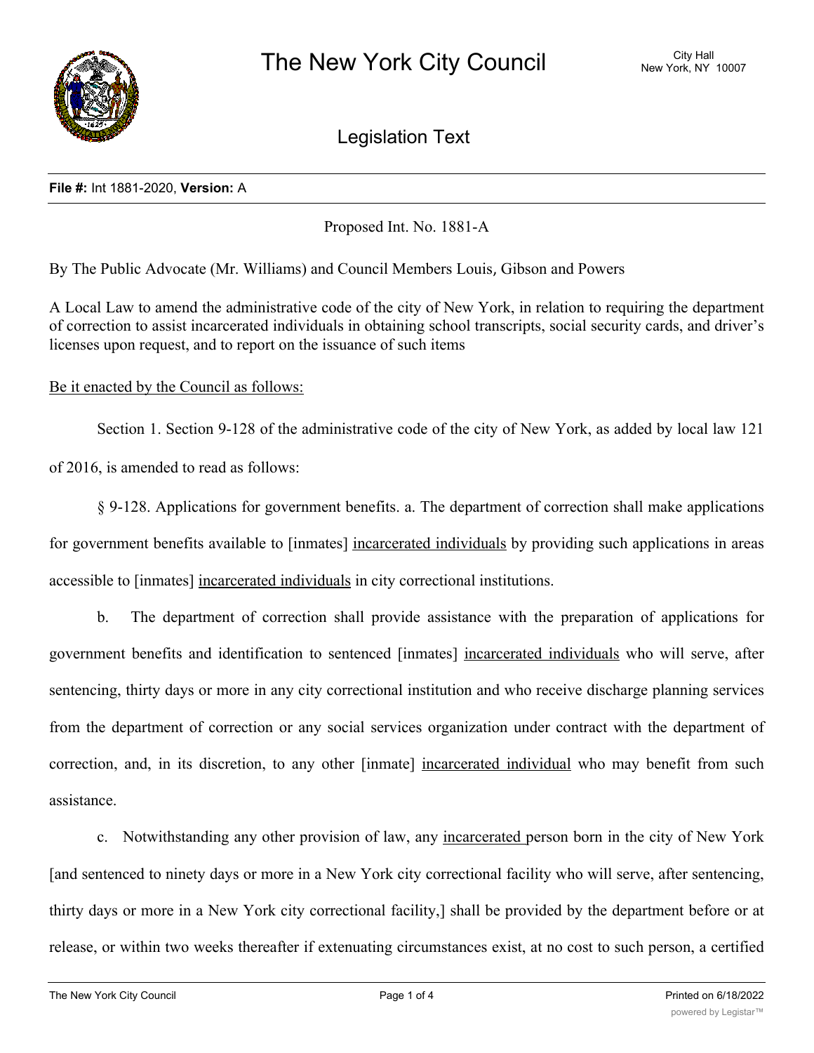# The New York City Council

City Hall
New York, NY 10007

## Legislation Text

**File #:** Int 1881-2020, **Version:** A

Proposed Int. No. 1881-A

By The Public Advocate (Mr. Williams) and Council Members Louis, Gibson and Powers

A Local Law to amend the administrative code of the city of New York, in relation to requiring the department of correction to assist incarcerated individuals in obtaining school transcripts, social security cards, and driver's licenses upon request, and to report on the issuance of such items

Be it enacted by the Council as follows:

Section 1. Section 9-128 of the administrative code of the city of New York, as added by local law 121 of 2016, is amended to read as follows:

§ 9-128. Applications for government benefits. a. The department of correction shall make applications for government benefits available to [inmates] incarcerated individuals by providing such applications in areas accessible to [inmates] incarcerated individuals in city correctional institutions.

b. The department of correction shall provide assistance with the preparation of applications for government benefits and identification to sentenced [inmates] incarcerated individuals who will serve, after sentencing, thirty days or more in any city correctional institution and who receive discharge planning services from the department of correction or any social services organization under contract with the department of correction, and, in its discretion, to any other [inmate] incarcerated individual who may benefit from such assistance.

c. Notwithstanding any other provision of law, any incarcerated person born in the city of New York [and sentenced to ninety days or more in a New York city correctional facility who will serve, after sentencing, thirty days or more in a New York city correctional facility,] shall be provided by the department before or at release, or within two weeks thereafter if extenuating circumstances exist, at no cost to such person, a certified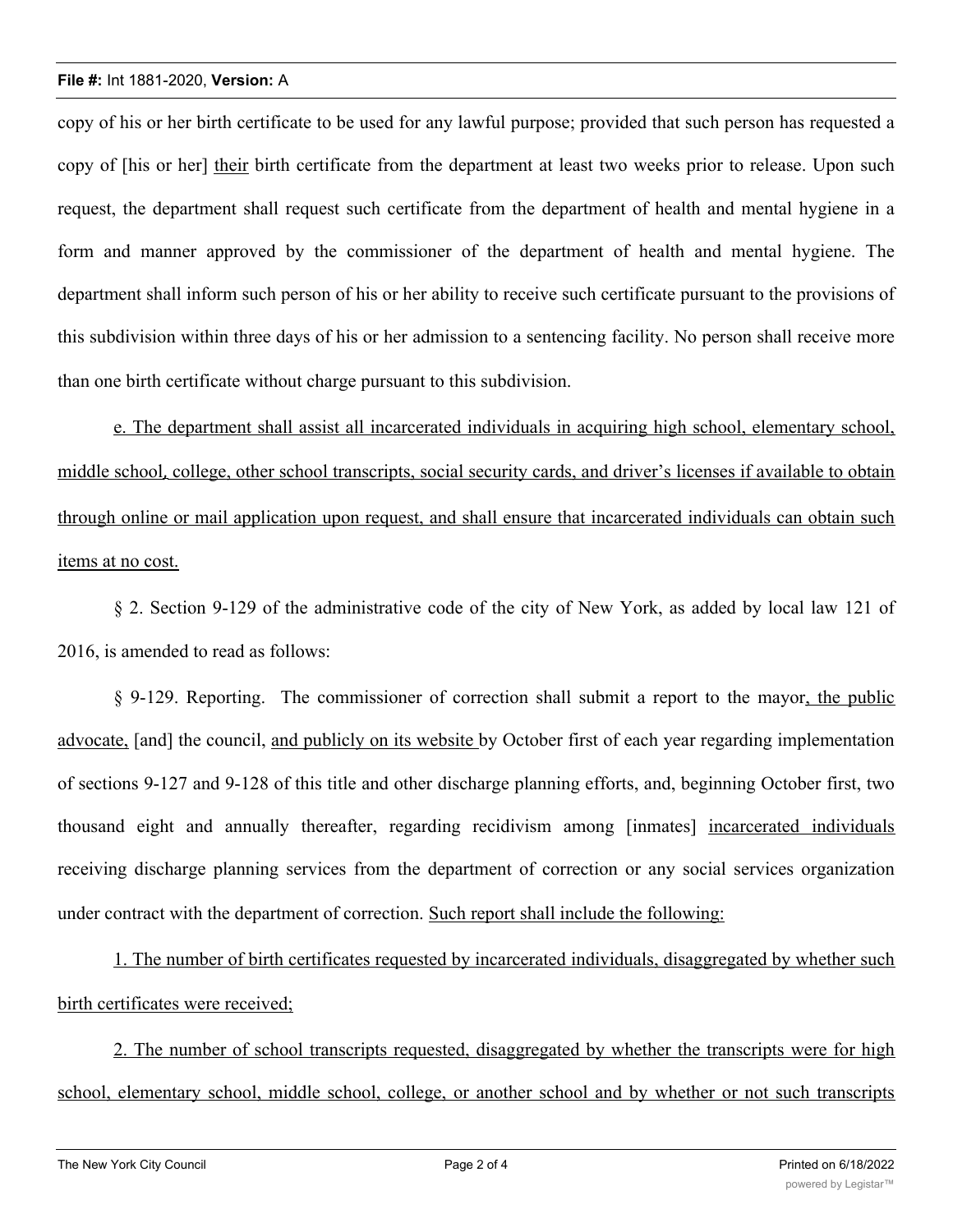copy of his or her birth certificate to be used for any lawful purpose; provided that such person has requested a copy of [his or her] <u>their</u> birth certificate from the department at least two weeks prior to release. Upon such request, the department shall request such certificate from the department of health and mental hygiene in a form and manner approved by the commissioner of the department of health and mental hygiene. The department shall inform such person of his or her ability to receive such certificate pursuant to the provisions of this subdivision within three days of his or her admission to a sentencing facility. No person shall receive more than one birth certificate without charge pursuant to this subdivision.

<u>e. The department shall assist all incarcerated individuals in acquiring high school, elementary school, middle school, college, other school transcripts, social security cards, and driver's licenses if available to obtain through online or mail application upon request, and shall ensure that incarcerated individuals can obtain such items at no cost.</u>

§ 2. Section 9-129 of the administrative code of the city of New York, as added by local law 121 of 2016, is amended to read as follows:

§ 9-129. Reporting. The commissioner of correction shall submit a report to the mayor<u>, the public advocate,</u> [and] the council, <u>and publicly on its website</u> by October first of each year regarding implementation of sections 9-127 and 9-128 of this title and other discharge planning efforts, and, beginning October first, two thousand eight and annually thereafter, regarding recidivism among [inmates] <u>incarcerated individuals</u> receiving discharge planning services from the department of correction or any social services organization under contract with the department of correction. <u>Such report shall include the following:</u>

<u>1. The number of birth certificates requested by incarcerated individuals, disaggregated by whether such birth certificates were received;</u>

<u>2. The number of school transcripts requested, disaggregated by whether the transcripts were for high school, elementary school, middle school, college, or another school and by whether or not such transcripts</u>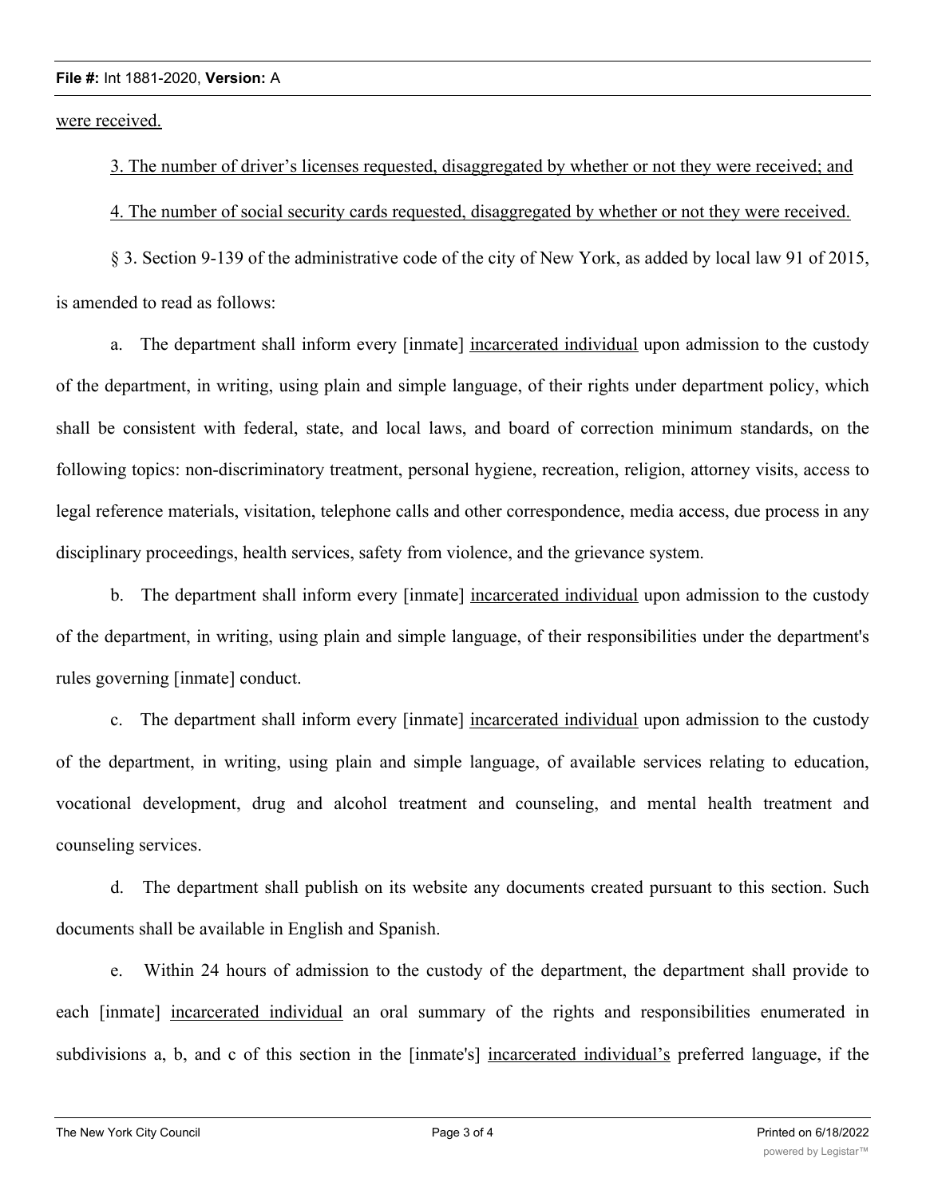were received.

3. The number of driver's licenses requested, disaggregated by whether or not they were received; and

4. The number of social security cards requested, disaggregated by whether or not they were received.

§ 3. Section 9-139 of the administrative code of the city of New York, as added by local law 91 of 2015, is amended to read as follows:

a. The department shall inform every [inmate] incarcerated individual upon admission to the custody of the department, in writing, using plain and simple language, of their rights under department policy, which shall be consistent with federal, state, and local laws, and board of correction minimum standards, on the following topics: non-discriminatory treatment, personal hygiene, recreation, religion, attorney visits, access to legal reference materials, visitation, telephone calls and other correspondence, media access, due process in any disciplinary proceedings, health services, safety from violence, and the grievance system.

b. The department shall inform every [inmate] incarcerated individual upon admission to the custody of the department, in writing, using plain and simple language, of their responsibilities under the department's rules governing [inmate] conduct.

c. The department shall inform every [inmate] incarcerated individual upon admission to the custody of the department, in writing, using plain and simple language, of available services relating to education, vocational development, drug and alcohol treatment and counseling, and mental health treatment and counseling services.

d. The department shall publish on its website any documents created pursuant to this section. Such documents shall be available in English and Spanish.

e. Within 24 hours of admission to the custody of the department, the department shall provide to each [inmate] incarcerated individual an oral summary of the rights and responsibilities enumerated in subdivisions a, b, and c of this section in the [inmate's] incarcerated individual's preferred language, if the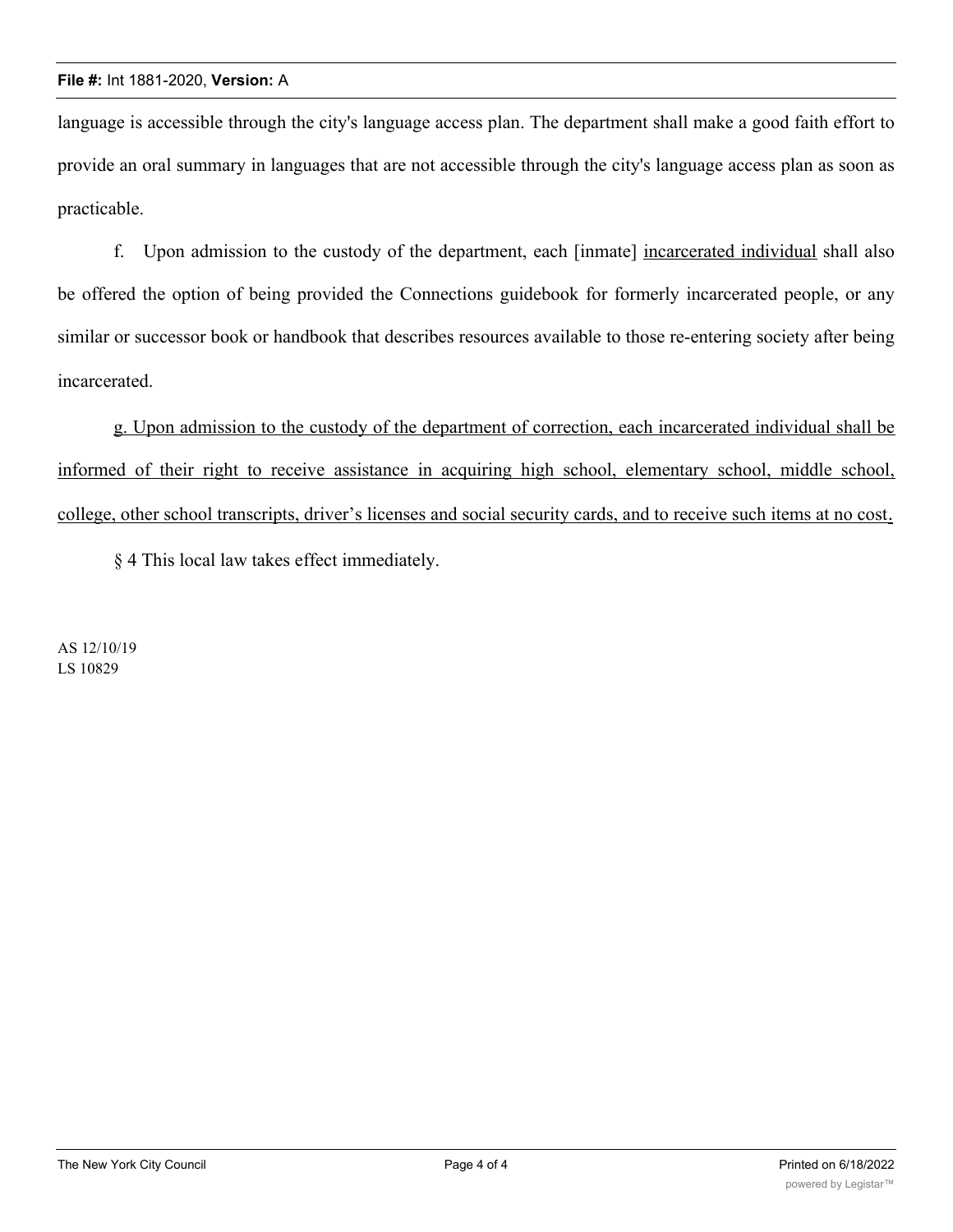language is accessible through the city's language access plan. The department shall make a good faith effort to provide an oral summary in languages that are not accessible through the city's language access plan as soon as practicable.

f. Upon admission to the custody of the department, each [inmate] <u>incarcerated individual</u> shall also be offered the option of being provided the Connections guidebook for formerly incarcerated people, or any similar or successor book or handbook that describes resources available to those re-entering society after being incarcerated.

<u>g. Upon admission to the custody of the department of correction, each incarcerated individual shall be informed of their right to receive assistance in acquiring high school, elementary school, middle school, college, other school transcripts, driver's licenses and social security cards, and to receive such items at no cost.</u>

§ 4 This local law takes effect immediately.

AS 12/10/19
LS 10829